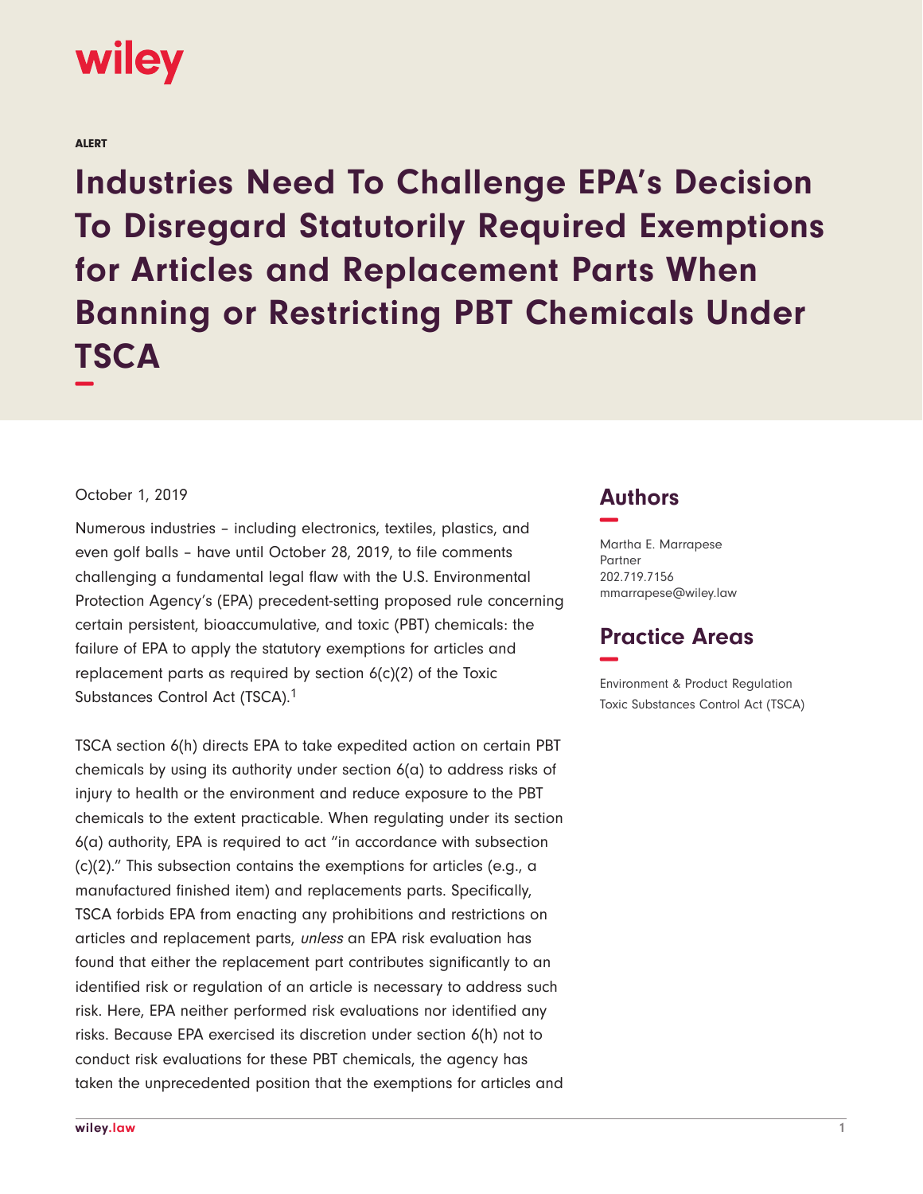wiley

ALERT

# Industries Need To Challenge EPA's Decision To Disregard Statutorily Required Exemptions for Articles and Replacement Parts When Banning or Restricting PBT Chemicals Under TSCA

October 1, 2019

Numerous industries – including electronics, textiles, plastics, and even golf balls – have until October 28, 2019, to file comments challenging a fundamental legal flaw with the U.S. Environmental Protection Agency's (EPA) precedent-setting proposed rule concerning certain persistent, bioaccumulative, and toxic (PBT) chemicals: the failure of EPA to apply the statutory exemptions for articles and replacement parts as required by section 6(c)(2) of the Toxic Substances Control Act (TSCA).[1]

TSCA section 6(h) directs EPA to take expedited action on certain PBT chemicals by using its authority under section 6(a) to address risks of injury to health or the environment and reduce exposure to the PBT chemicals to the extent practicable. When regulating under its section 6(a) authority, EPA is required to act "in accordance with subsection (c)(2)." This subsection contains the exemptions for articles (e.g., a manufactured finished item) and replacements parts. Specifically, TSCA forbids EPA from enacting any prohibitions and restrictions on articles and replacement parts, *unless* an EPA risk evaluation has found that either the replacement part contributes significantly to an identified risk or regulation of an article is necessary to address such risk. Here, EPA neither performed risk evaluations nor identified any risks. Because EPA exercised its discretion under section 6(h) not to conduct risk evaluations for these PBT chemicals, the agency has taken the unprecedented position that the exemptions for articles and

## Authors

Martha E. Marrapese
Partner
202.719.7156
mmarrapese@wiley.law

## Practice Areas

Environment & Product Regulation
Toxic Substances Control Act (TSCA)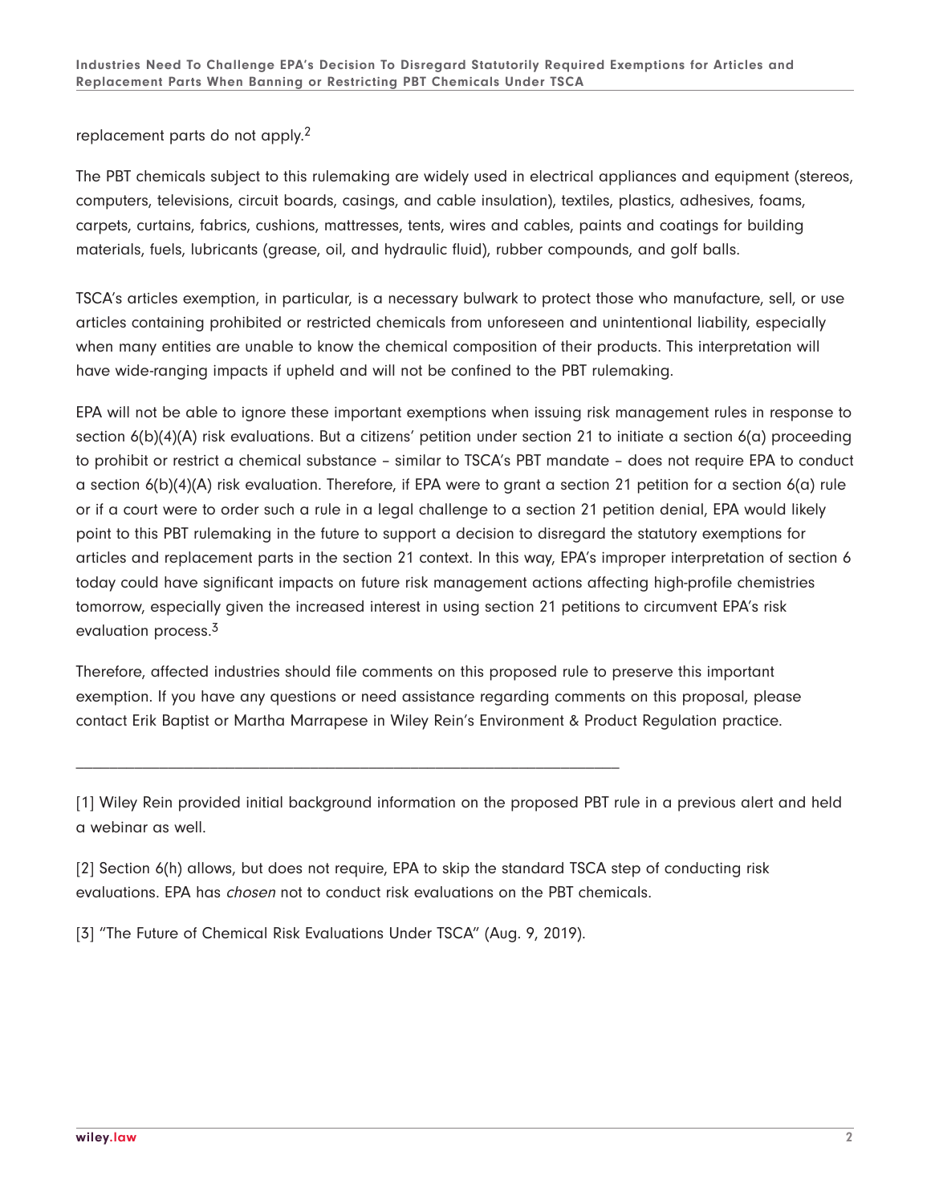replacement parts do not apply.[2]

The PBT chemicals subject to this rulemaking are widely used in electrical appliances and equipment (stereos, computers, televisions, circuit boards, casings, and cable insulation), textiles, plastics, adhesives, foams, carpets, curtains, fabrics, cushions, mattresses, tents, wires and cables, paints and coatings for building materials, fuels, lubricants (grease, oil, and hydraulic fluid), rubber compounds, and golf balls.

TSCA's articles exemption, in particular, is a necessary bulwark to protect those who manufacture, sell, or use articles containing prohibited or restricted chemicals from unforeseen and unintentional liability, especially when many entities are unable to know the chemical composition of their products. This interpretation will have wide-ranging impacts if upheld and will not be confined to the PBT rulemaking.

EPA will not be able to ignore these important exemptions when issuing risk management rules in response to section 6(b)(4)(A) risk evaluations. But a citizens' petition under section 21 to initiate a section 6(a) proceeding to prohibit or restrict a chemical substance – similar to TSCA's PBT mandate – does not require EPA to conduct a section 6(b)(4)(A) risk evaluation. Therefore, if EPA were to grant a section 21 petition for a section 6(a) rule or if a court were to order such a rule in a legal challenge to a section 21 petition denial, EPA would likely point to this PBT rulemaking in the future to support a decision to disregard the statutory exemptions for articles and replacement parts in the section 21 context. In this way, EPA's improper interpretation of section 6 today could have significant impacts on future risk management actions affecting high-profile chemistries tomorrow, especially given the increased interest in using section 21 petitions to circumvent EPA's risk evaluation process.[3]

Therefore, affected industries should file comments on this proposed rule to preserve this important exemption. If you have any questions or need assistance regarding comments on this proposal, please contact Erik Baptist or Martha Marrapese in Wiley Rein's Environment & Product Regulation practice.

---

[1] Wiley Rein provided initial background information on the proposed PBT rule in a previous alert and held a webinar as well.

[2] Section 6(h) allows, but does not require, EPA to skip the standard TSCA step of conducting risk evaluations. EPA has *chosen* not to conduct risk evaluations on the PBT chemicals.

[3] "The Future of Chemical Risk Evaluations Under TSCA" (Aug. 9, 2019).